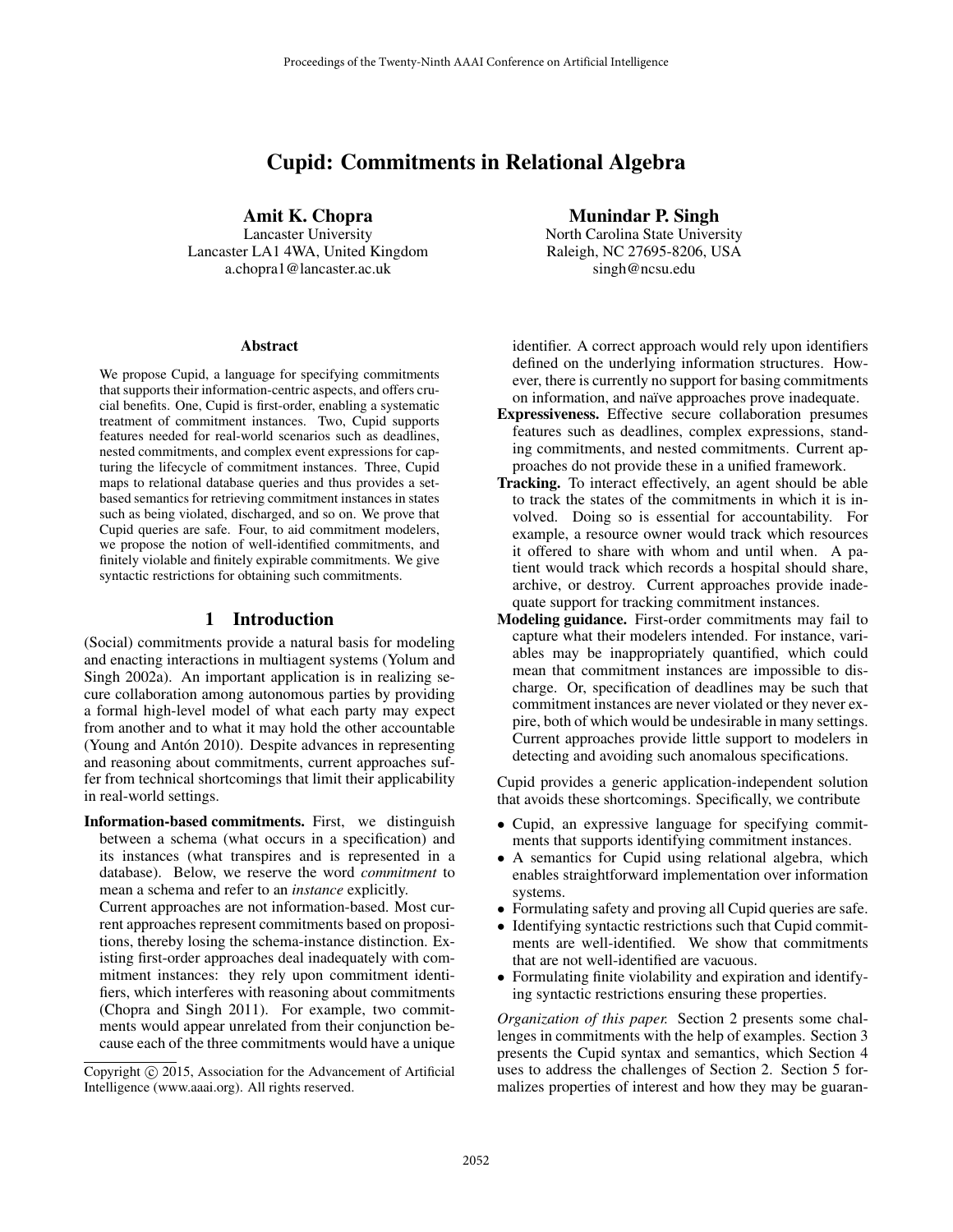# Cupid: Commitments in Relational Algebra

**Amit K. Chopra**
Lancaster University
Lancaster LA1 4WA, United Kingdom
a.chopra1@lancaster.ac.uk

**Munindar P. Singh**
North Carolina State University
Raleigh, NC 27695-8206, USA
singh@ncsu.edu

### Abstract

We propose Cupid, a language for specifying commitments that supports their information-centric aspects, and offers crucial benefits. One, Cupid is first-order, enabling a systematic treatment of commitment instances. Two, Cupid supports features needed for real-world scenarios such as deadlines, nested commitments, and complex event expressions for capturing the lifecycle of commitment instances. Three, Cupid maps to relational database queries and thus provides a set-based semantics for retrieving commitment instances in states such as being violated, discharged, and so on. We prove that Cupid queries are safe. Four, to aid commitment modelers, we propose the notion of well-identified commitments, and finitely violable and finitely expirable commitments. We give syntactic restrictions for obtaining such commitments.

## 1 Introduction

(Social) commitments provide a natural basis for modeling and enacting interactions in multiagent systems (Yolum and Singh 2002a). An important application is in realizing secure collaboration among autonomous parties by providing a formal high-level model of what each party may expect from another and to what it may hold the other accountable (Young and Antón 2010). Despite advances in representing and reasoning about commitments, current approaches suffer from technical shortcomings that limit their applicability in real-world settings.

**Information-based commitments.** First, we distinguish between a schema (what occurs in a specification) and its instances (what transpires and is represented in a database). Below, we reserve the word *commitment* to mean a schema and refer to an *instance* explicitly.

Current approaches are not information-based. Most current approaches represent commitments based on propositions, thereby losing the schema-instance distinction. Existing first-order approaches deal inadequately with commitment instances: they rely upon commitment identifiers, which interferes with reasoning about commitments (Chopra and Singh 2011). For example, two commitments would appear unrelated from their conjunction because each of the three commitments would have a unique identifier. A correct approach would rely upon identifiers defined on the underlying information structures. However, there is currently no support for basing commitments on information, and naïve approaches prove inadequate.

**Expressiveness.** Effective secure collaboration presumes features such as deadlines, complex expressions, standing commitments, and nested commitments. Current approaches do not provide these in a unified framework.

**Tracking.** To interact effectively, an agent should be able to track the states of the commitments in which it is involved. Doing so is essential for accountability. For example, a resource owner would track which resources it offered to share with whom and until when. A patient would track which records a hospital should share, archive, or destroy. Current approaches provide inadequate support for tracking commitment instances.

**Modeling guidance.** First-order commitments may fail to capture what their modelers intended. For instance, variables may be inappropriately quantified, which could mean that commitment instances are impossible to discharge. Or, specification of deadlines may be such that commitment instances are never violated or they never expire, both of which would be undesirable in many settings. Current approaches provide little support to modelers in detecting and avoiding such anomalous specifications.

Cupid provides a generic application-independent solution that avoids these shortcomings. Specifically, we contribute

- Cupid, an expressive language for specifying commitments that supports identifying commitment instances.
- A semantics for Cupid using relational algebra, which enables straightforward implementation over information systems.
- Formulating safety and proving all Cupid queries are safe.
- Identifying syntactic restrictions such that Cupid commitments are well-identified. We show that commitments that are not well-identified are vacuous.
- Formulating finite violability and expiration and identifying syntactic restrictions ensuring these properties.

*Organization of this paper.* Section 2 presents some challenges in commitments with the help of examples. Section 3 presents the Cupid syntax and semantics, which Section 4 uses to address the challenges of Section 2. Section 5 formalizes properties of interest and how they may be guaran-

Copyright © 2015, Association for the Advancement of Artificial Intelligence (www.aaai.org). All rights reserved.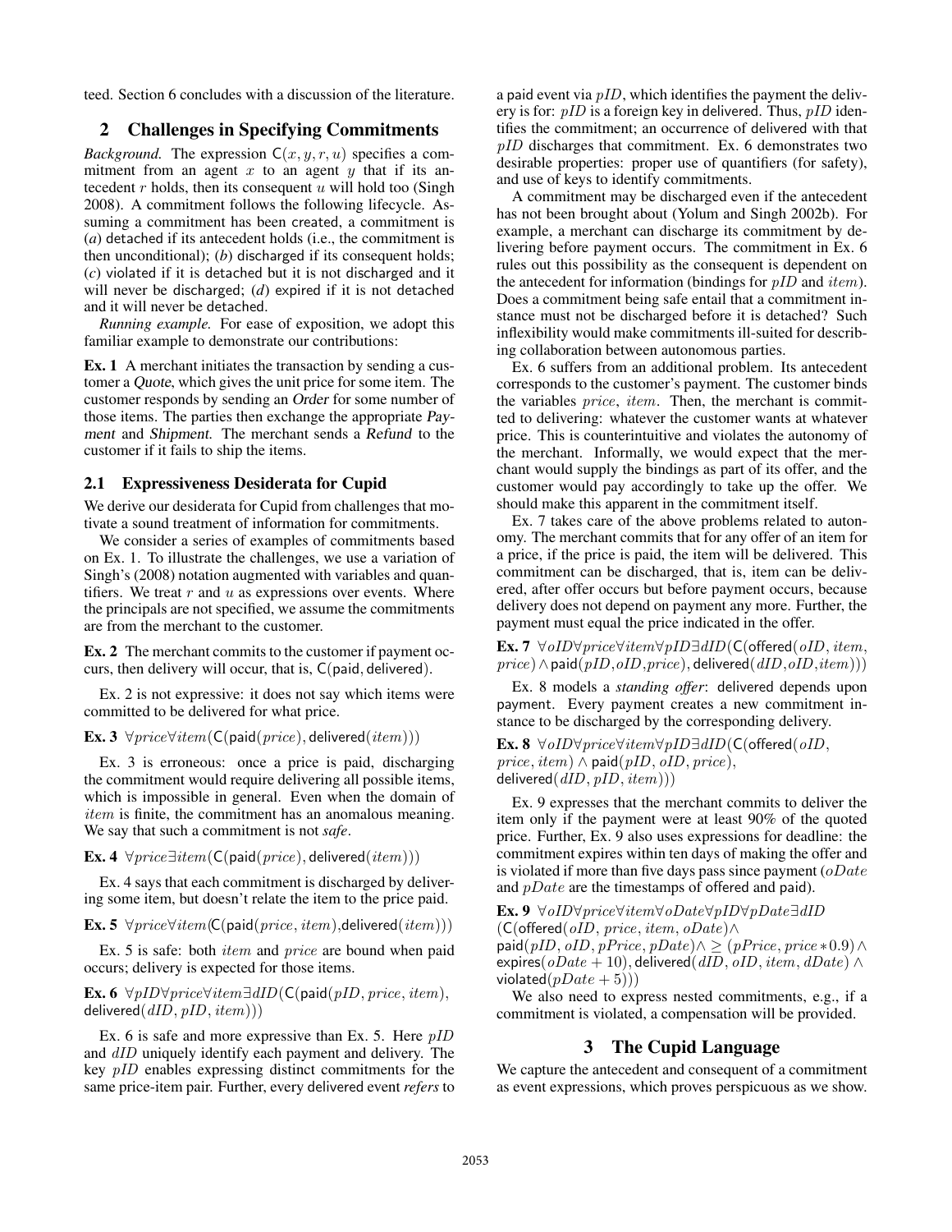teed. Section 6 concludes with a discussion of the literature.

## 2 Challenges in Specifying Commitments

*Background.* The expression $\mathsf{C}(x, y, r, u)$ specifies a commitment from an agent $x$ to an agent $y$ that if its antecedent $r$ holds, then its consequent $u$ will hold too (Singh 2008). A commitment follows the following lifecycle. Assuming a commitment has been created, a commitment is (*a*) detached if its antecedent holds (i.e., the commitment is then unconditional); (*b*) discharged if its consequent holds; (*c*) violated if it is detached but it is not discharged and it will never be discharged; (*d*) expired if it is not detached and it will never be detached.

*Running example.* For ease of exposition, we adopt this familiar example to demonstrate our contributions:

**Ex. 1** A merchant initiates the transaction by sending a customer a *Quote*, which gives the unit price for some item. The customer responds by sending an *Order* for some number of those items. The parties then exchange the appropriate *Payment* and *Shipment*. The merchant sends a *Refund* to the customer if it fails to ship the items.

### 2.1 Expressiveness Desiderata for Cupid

We derive our desiderata for Cupid from challenges that motivate a sound treatment of information for commitments.

We consider a series of examples of commitments based on Ex. 1. To illustrate the challenges, we use a variation of Singh's (2008) notation augmented with variables and quantifiers. We treat $r$ and $u$ as expressions over events. Where the principals are not specified, we assume the commitments are from the merchant to the customer.

**Ex. 2** The merchant commits to the customer if payment occurs, then delivery will occur, that is, $\mathsf{C}(\mathsf{paid}, \mathsf{delivered})$.

Ex. 2 is not expressive: it does not say which items were committed to be delivered for what price.

**Ex. 3** $\forall price \forall item (\mathsf{C}(\mathsf{paid}(price), \mathsf{delivered}(item)))$

Ex. 3 is erroneous: once a price is paid, discharging the commitment would require delivering all possible items, which is impossible in general. Even when the domain of $item$ is finite, the commitment has an anomalous meaning. We say that such a commitment is not *safe*.

**Ex. 4** $\forall price \exists item (\mathsf{C}(\mathsf{paid}(price), \mathsf{delivered}(item)))$

Ex. 4 says that each commitment is discharged by delivering some item, but doesn't relate the item to the price paid.

**Ex. 5** $\forall price \forall item (\mathsf{C}(\mathsf{paid}(price, item), \mathsf{delivered}(item)))$

Ex. 5 is safe: both $item$ and $price$ are bound when paid occurs; delivery is expected for those items.

**Ex. 6** $\forall pID \forall price \forall item \exists dID (\mathsf{C}(\mathsf{paid}(pID, price, item), \mathsf{delivered}(dID, pID, item)))$

Ex. 6 is safe and more expressive than Ex. 5. Here $pID$ and $dID$ uniquely identify each payment and delivery. The key $pID$ enables expressing distinct commitments for the same price-item pair. Further, every delivered event *refers* to a paid event via $pID$, which identifies the payment the delivery is for: $pID$ is a foreign key in delivered. Thus, $pID$ identifies the commitment; an occurrence of delivered with that $pID$ discharges that commitment. Ex. 6 demonstrates two desirable properties: proper use of quantifiers (for safety), and use of keys to identify commitments.

A commitment may be discharged even if the antecedent has not been brought about (Yolum and Singh 2002b). For example, a merchant can discharge its commitment by delivering before payment occurs. The commitment in Ex. 6 rules out this possibility as the consequent is dependent on the antecedent for information (bindings for $pID$ and $item$). Does a commitment being safe entail that a commitment instance must not be discharged before it is detached? Such inflexibility would make commitments ill-suited for describing collaboration between autonomous parties.

Ex. 6 suffers from an additional problem. Its antecedent corresponds to the customer's payment. The customer binds the variables $price$, $item$. Then, the merchant is committed to delivering: whatever the customer wants at whatever price. This is counterintuitive and violates the autonomy of the merchant. Informally, we would expect that the merchant would supply the bindings as part of its offer, and the customer would pay accordingly to take up the offer. We should make this apparent in the commitment itself.

Ex. 7 takes care of the above problems related to autonomy. The merchant commits that for any offer of an item for a price, if the price is paid, the item will be delivered. This commitment can be discharged, that is, item can be delivered, after offer occurs but before payment occurs, because delivery does not depend on payment any more. Further, the payment must equal the price indicated in the offer.

**Ex. 7** $\forall oID \forall price \forall item \forall pID \exists dID (\mathsf{C}(\mathsf{offered}(oID, item, price) \wedge \mathsf{paid}(pID, oID, price), \mathsf{delivered}(dID, oID, item)))$

Ex. 8 models a *standing offer*: delivered depends upon payment. Every payment creates a new commitment instance to be discharged by the corresponding delivery.

**Ex. 8** $\forall oID \forall price \forall item \forall pID \exists dID (\mathsf{C}(\mathsf{offered}(oID, price, item) \wedge \mathsf{paid}(pID, oID, price), \mathsf{delivered}(dID, pID, item)))$

Ex. 9 expresses that the merchant commits to deliver the item only if the payment were at least 90% of the quoted price. Further, Ex. 9 also uses expressions for deadline: the commitment expires within ten days of making the offer and is violated if more than five days pass since payment ($oDate$ and $pDate$ are the timestamps of offered and paid).

**Ex. 9** $\forall oID \forall price \forall item \forall oDate \forall pID \forall pDate \exists dID$ $(\mathsf{C}(\mathsf{offered}(oID, price, item, oDate) \wedge$ $\mathsf{paid}(pID, oID, pPrice, pDate) \wedge \geq (pPrice, price * 0.9) \wedge$ $\mathsf{expires}(oDate + 10), \mathsf{delivered}(dID, oID, item, dDate) \wedge$ $\mathsf{violated}(pDate + 5)))$

We also need to express nested commitments, e.g., if a commitment is violated, a compensation will be provided.

## 3 The Cupid Language

We capture the antecedent and consequent of a commitment as event expressions, which proves perspicuous as we show.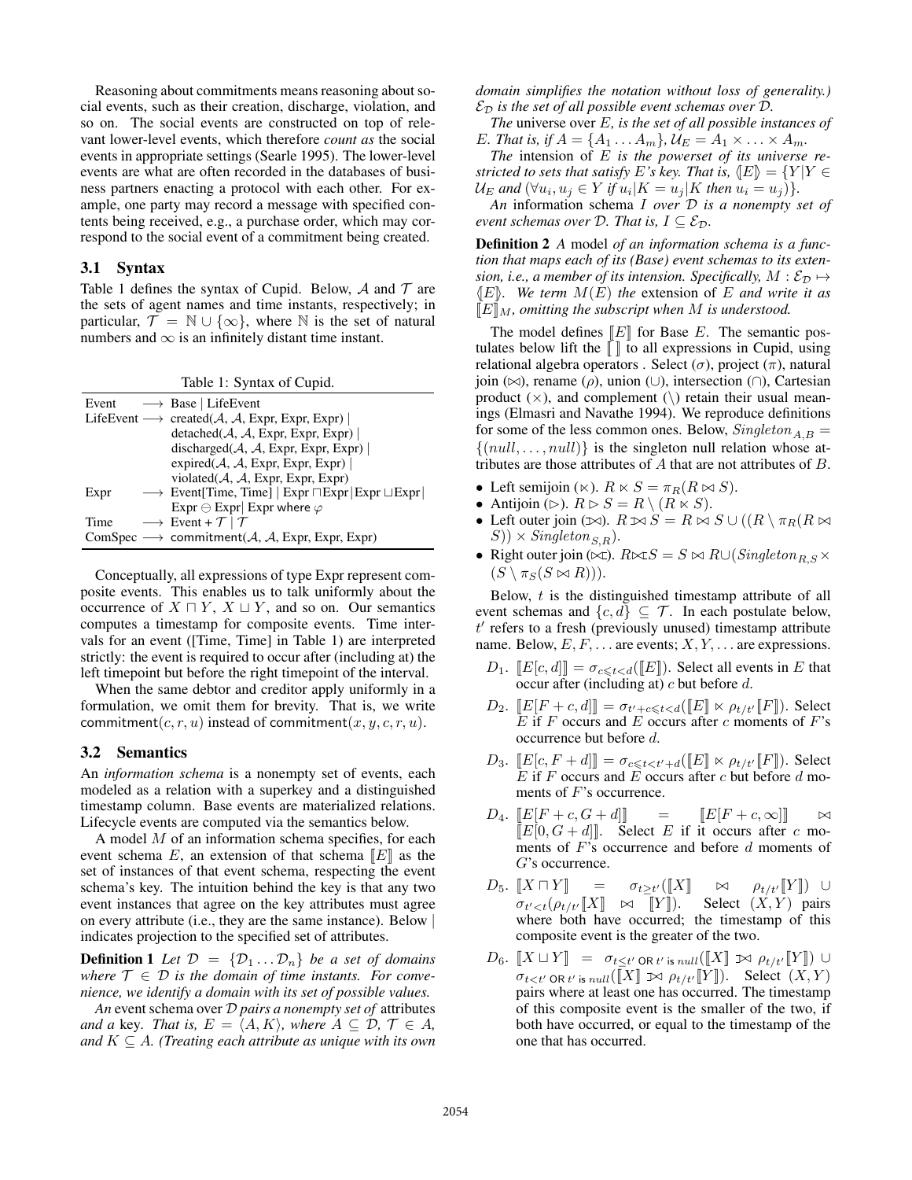Reasoning about commitments means reasoning about social events, such as their creation, discharge, violation, and so on. The social events are constructed on top of relevant lower-level events, which therefore *count as* the social events in appropriate settings (Searle 1995). The lower-level events are what are often recorded in the databases of business partners enacting a protocol with each other. For example, one party may record a message with specified contents being received, e.g., a purchase order, which may correspond to the social event of a commitment being created.

## 3.1 Syntax

Table 1 defines the syntax of Cupid. Below, $\mathcal{A}$ and $\mathcal{T}$ are the sets of agent names and time instants, respectively; in particular, $\mathcal{T} = \mathbb{N} \cup \{\infty\}$, where $\mathbb{N}$ is the set of natural numbers and $\infty$ is an infinitely distant time instant.

Table 1: Syntax of Cupid.

| | | |
|---|---|---|
| Event | $\longrightarrow$ | Base \| LifeEvent |
| LifeEvent | $\longrightarrow$ | created($\mathcal{A}$, $\mathcal{A}$, Expr, Expr, Expr) \| detached($\mathcal{A}$, $\mathcal{A}$, Expr, Expr, Expr) \| discharged($\mathcal{A}$, $\mathcal{A}$, Expr, Expr, Expr) \| expired($\mathcal{A}$, $\mathcal{A}$, Expr, Expr, Expr) \| violated($\mathcal{A}$, $\mathcal{A}$, Expr, Expr, Expr) |
| Expr | $\longrightarrow$ | Event[Time, Time] \| Expr $\sqcap$Expr\|Expr $\sqcup$Expr\| Expr $\ominus$ Expr\| Expr where $\varphi$ |
| Time | $\longrightarrow$ | Event + $\mathcal{T}$ \| $\mathcal{T}$ |
| ComSpec | $\longrightarrow$ | commitment($\mathcal{A}$, $\mathcal{A}$, Expr, Expr, Expr) |

Conceptually, all expressions of type Expr represent composite events. This enables us to talk uniformly about the occurrence of $X \sqcap Y$, $X \sqcup Y$, and so on. Our semantics computes a timestamp for composite events. Time intervals for an event ([Time, Time] in Table 1) are interpreted strictly: the event is required to occur after (including at) the left timepoint but before the right timepoint of the interval.

When the same debtor and creditor apply uniformly in a formulation, we omit them for brevity. That is, we write commitment$(c, r, u)$ instead of commitment$(x, y, c, r, u)$.

## 3.2 Semantics

An *information schema* is a nonempty set of events, each modeled as a relation with a superkey and a distinguished timestamp column. Base events are materialized relations. Lifecycle events are computed via the semantics below.

A model $M$ of an information schema specifies, for each event schema $E$, an extension of that schema $[\![E]\!]$ as the set of instances of that event schema, respecting the event schema's key. The intuition behind the key is that any two event instances that agree on the key attributes must agree on every attribute (i.e., they are the same instance). Below $|$ indicates projection to the specified set of attributes.

**Definition 1** *Let $\mathcal{D} = \{\mathcal{D}_1 \ldots \mathcal{D}_n\}$ be a set of domains where $\mathcal{T} \in \mathcal{D}$ is the domain of time instants. For convenience, we identify a domain with its set of possible values.*

*An* event schema *over $\mathcal{D}$ pairs a nonempty set of* attributes *and a* key*. That is, $E = \langle A, K\rangle$, where $A \subseteq \mathcal{D}$, $\mathcal{T} \in A$, and $K \subseteq A$. (Treating each attribute as unique with its own domain simplifies the notation without loss of generality.) $\mathcal{E}_\mathcal{D}$ is the set of all possible event schemas over $\mathcal{D}$.*

*The* universe over *$E$, is the set of all possible instances of $E$. That is, if $A = \{A_1 \ldots A_m\}$, $\mathcal{U}_E = A_1 \times \ldots \times A_m$.*

*The* intension of *$E$ is the powerset of its universe restricted to sets that satisfy $E$'s key. That is, $\langle\!|E|\!\rangle = \{Y | Y \in \mathcal{U}_E$ and $(\forall u_i, u_j \in Y$ if $u_i|K = u_j|K$ then $u_i = u_j)\}$.*

*An* information schema *$I$ over $\mathcal{D}$ is a nonempty set of event schemas over $\mathcal{D}$. That is, $I \subseteq \mathcal{E}_\mathcal{D}$.*

**Definition 2** *A* model *of an information schema is a function that maps each of its (Base) event schemas to its extension, i.e., a member of its intension. Specifically, $M : \mathcal{E}_\mathcal{D} \mapsto \langle\!|E|\!\rangle$. We term $M(E)$ the* extension *of $E$ and write it as $[\![E]\!]_M$, omitting the subscript when $M$ is understood.*

The model defines $[\![E]\!]$ for Base $E$. The semantic postulates below lift the $[\![\,]\!]$ to all expressions in Cupid, using relational algebra operators . Select ($\sigma$), project ($\pi$), natural join ($\bowtie$), rename ($\rho$), union ($\cup$), intersection ($\cap$), Cartesian product ($\times$), and complement ($\setminus$) retain their usual meanings (Elmasri and Navathe 1994). We reproduce definitions for some of the less common ones. Below, $Singleton_{A,B} = \{(null, \ldots, null)\}$ is the singleton null relation whose attributes are those attributes of $A$ that are not attributes of $B$.

- Left semijoin ($\ltimes$). $R \ltimes S = \pi_R(R \bowtie S)$.
- Antijoin ($\rhd$). $R \rhd S = R \setminus (R \ltimes S)$.
- Left outer join (⟕). $R$ ⟕ $S = R \bowtie S \cup ((R \setminus \pi_R(R \bowtie S)) \times Singleton_{S,R})$.
- Right outer join (⟖). $R$ ⟖ $S = S \bowtie R \cup (Singleton_{R,S} \times (S \setminus \pi_S(S \bowtie R)))$.

Below, $t$ is the distinguished timestamp attribute of all event schemas and $\{c, d\} \subseteq \mathcal{T}$. In each postulate below, $t'$ refers to a fresh (previously unused) timestamp attribute name. Below, $E, F, \ldots$ are events; $X, Y, \ldots$ are expressions.

- $D_1$. $[\![E[c, d]]\!] = \sigma_{c \leqslant t < d}([\![E]\!])$. Select all events in $E$ that occur after (including at) $c$ but before $d$.
- $D_2$. $[\![E[F + c, d]]\!] = \sigma_{t'+c \leqslant t < d}([\![E]\!] \ltimes \rho_{t/t'}[\![F]\!])$. Select $E$ if $F$ occurs and $E$ occurs after $c$ moments of $F$'s occurrence but before $d$.
- $D_3$. $[\![E[c, F + d]]\!] = \sigma_{c \leqslant t < t'+d}([\![E]\!] \ltimes \rho_{t/t'}[\![F]\!])$. Select $E$ if $F$ occurs and $E$ occurs after $c$ but before $d$ moments of $F$'s occurrence.
- $D_4$. $[\![E[F + c, G + d]]\!] = [\![E[F + c, \infty]]\!] \bowtie [\![E[0, G + d]]\!]$. Select $E$ if it occurs after $c$ moments of $F$'s occurrence and before $d$ moments of $G$'s occurrence.
- $D_5$. $[\![X \sqcap Y]\!] = \sigma_{t \geq t'}([\![X]\!] \bowtie \rho_{t/t'}[\![Y]\!]) \cup \sigma_{t' < t}(\rho_{t/t'}[\![X]\!] \bowtie [\![Y]\!])$. Select $(X, Y)$ pairs where both have occurred; the timestamp of this composite event is the greater of the two.
- $D_6$. $[\![X \sqcup Y]\!] = \sigma_{t \leq t' \text{ OR } t' \text{ is } null}([\![X]\!]$ ⟕ $\rho_{t/t'}[\![Y]\!]) \cup \sigma_{t < t' \text{ OR } t' \text{ is } null}([\![X]\!]$ ⟕ $\rho_{t/t'}[\![Y]\!])$. Select $(X, Y)$ pairs where at least one has occurred. The timestamp of this composite event is the smaller of the two, if both have occurred, or equal to the timestamp of the one that has occurred.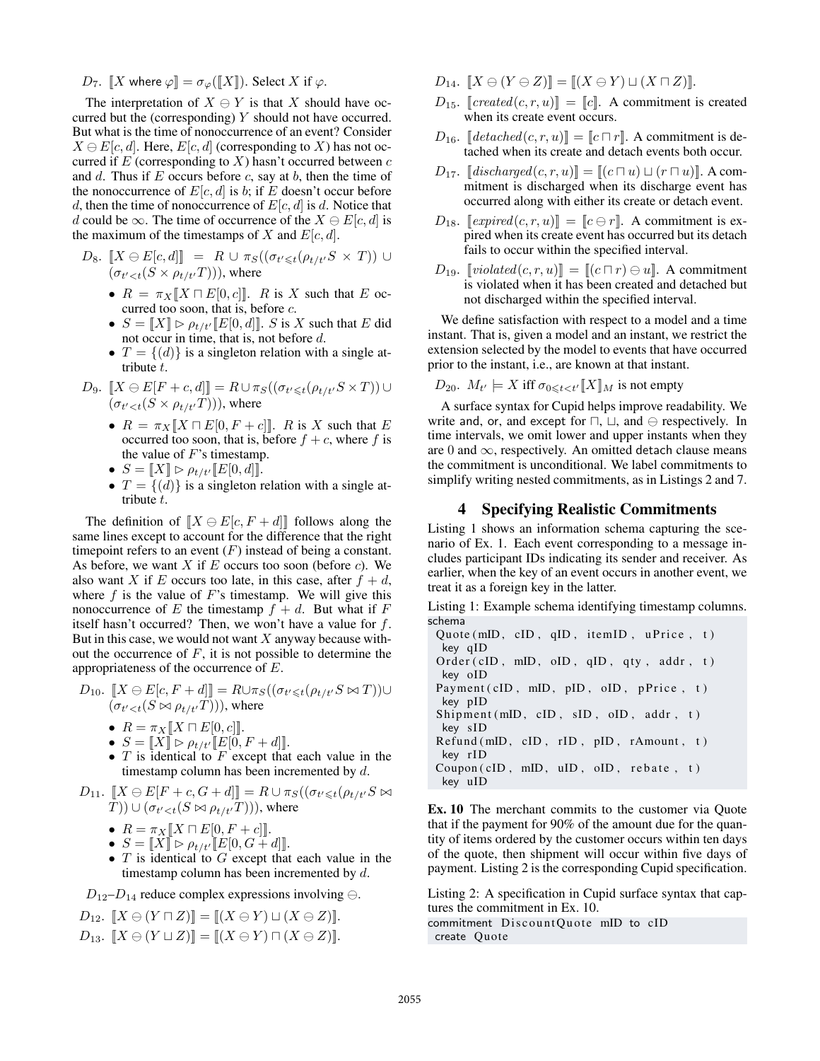$D_7$. $[\![X \text{ where } \varphi]\!] = \sigma_\varphi([\![X]\!])$. Select $X$ if $\varphi$.

The interpretation of $X \ominus Y$ is that $X$ should have occurred but the (corresponding) $Y$ should not have occurred. But what is the time of nonoccurrence of an event? Consider $X \ominus E[c, d]$. Here, $E[c, d]$ (corresponding to $X$) has not occurred if $E$ (corresponding to $X$) hasn't occurred between $c$ and $d$. Thus if $E$ occurs before $c$, say at $b$, then the time of the nonoccurrence of $E[c, d]$ is $b$; if $E$ doesn't occur before $d$, then the time of nonoccurrence of $E[c, d]$ is $d$. Notice that $d$ could be $\infty$. The time of occurrence of the $X \ominus E[c, d]$ is the maximum of the timestamps of $X$ and $E[c, d]$.

$D_8$. $[\![X \ominus E[c, d]]\!] = R \cup \pi_S((\sigma_{t' \leqslant t}(\rho_{t/t'} S \times T)) \cup (\sigma_{t' < t}(S \times \rho_{t/t'} T)))$, where

- $R = \pi_X [\![X \sqcap E[0, c]]\!]$. $R$ is $X$ such that $E$ occurred too soon, that is, before $c$.
- $S = [\![X]\!] \triangleright \rho_{t/t'} [\![E[0, d]]\!]$. $S$ is $X$ such that $E$ did not occur in time, that is, not before $d$.
- $T = \{(d)\}$ is a singleton relation with a single attribute $t$.

$D_9$. $[\![X \ominus E[F + c, d]]\!] = R \cup \pi_S((\sigma_{t' \leqslant t}(\rho_{t/t'} S \times T)) \cup (\sigma_{t' < t}(S \times \rho_{t/t'} T)))$, where

- $R = \pi_X [\![X \sqcap E[0, F + c]]\!]$. $R$ is $X$ such that $E$ occurred too soon, that is, before $f + c$, where $f$ is the value of $F$'s timestamp.
- $S = [\![X]\!] \triangleright \rho_{t/t'} [\![E[0, d]]\!]$.
- $T = \{(d)\}$ is a singleton relation with a single attribute $t$.

The definition of $[\![X \ominus E[c, F + d]]\!]$ follows along the same lines except to account for the difference that the right timepoint refers to an event ($F$) instead of being a constant. As before, we want $X$ if $E$ occurs too soon (before $c$). We also want $X$ if $E$ occurs too late, in this case, after $f + d$, where $f$ is the value of $F$'s timestamp. We will give this nonoccurrence of $E$ the timestamp $f + d$. But what if $F$ itself hasn't occurred? Then, we won't have a value for $f$. But in this case, we would not want $X$ anyway because without the occurrence of $F$, it is not possible to determine the appropriateness of the occurrence of $E$.

$D_{10}$. $[\![X \ominus E[c, F + d]]\!] = R \cup \pi_S((\sigma_{t' \leqslant t}(\rho_{t/t'} S \bowtie T)) \cup (\sigma_{t' < t}(S \bowtie \rho_{t/t'} T)))$, where

- $R = \pi_X [\![X \sqcap E[0, c]]\!]$.
- $S = [\![X]\!] \triangleright \rho_{t/t'} [\![E[0, F + d]]\!]$.
- $T$ is identical to $F$ except that each value in the timestamp column has been incremented by $d$.

$D_{11}$. $[\![X \ominus E[F + c, G + d]]\!] = R \cup \pi_S((\sigma_{t' \leqslant t}(\rho_{t/t'} S \bowtie T)) \cup (\sigma_{t' < t}(S \bowtie \rho_{t/t'} T)))$, where

- $R = \pi_X [\![X \sqcap E[0, F + c]]\!]$.
- $S = [\![X]\!] \triangleright \rho_{t/t'} [\![E[0, G + d]]\!]$.
- $T$ is identical to $G$ except that each value in the timestamp column has been incremented by $d$.

$D_{12}$–$D_{14}$ reduce complex expressions involving $\ominus$.

$D_{12}$. $[\![X \ominus (Y \sqcap Z)]\!] = [\![(X \ominus Y) \sqcup (X \ominus Z)]\!]$.

$D_{13}$. $[\![X \ominus (Y \sqcup Z)]\!] = [\![(X \ominus Y) \sqcap (X \ominus Z)]\!]$.

$D_{14}$. $[\![X \ominus (Y \ominus Z)]\!] = [\![(X \ominus Y) \sqcup (X \sqcap Z)]\!]$.

$D_{15}$. $[\![\mathit{created}(c, r, u)]\!] = [\![c]\!]$. A commitment is created when its create event occurs.

$D_{16}$. $[\![\mathit{detached}(c, r, u)]\!] = [\![c \sqcap r]\!]$. A commitment is detached when its create and detach events both occur.

$D_{17}$. $[\![\mathit{discharged}(c, r, u)]\!] = [\![(c \sqcap u) \sqcup (r \sqcap u)]\!]$. A commitment is discharged when its discharge event has occurred along with either its create or detach event.

$D_{18}$. $[\![\mathit{expired}(c, r, u)]\!] = [\![c \ominus r]\!]$. A commitment is expired when its create event has occurred but its detach fails to occur within the specified interval.

$D_{19}$. $[\![\mathit{violated}(c, r, u)]\!] = [\![(c \sqcap r) \ominus u]\!]$. A commitment is violated when it has been created and detached but not discharged within the specified interval.

We define satisfaction with respect to a model and a time instant. That is, given a model and an instant, we restrict the extension selected by the model to events that have occurred prior to the instant, i.e., are known at that instant.

$D_{20}$. $M_{t'} \models X$ iff $\sigma_{0 \leqslant t < t'} [\![X]\!]_M$ is not empty

A surface syntax for Cupid helps improve readability. We write and, or, and except for $\sqcap$, $\sqcup$, and $\ominus$ respectively. In time intervals, we omit lower and upper instants when they are 0 and $\infty$, respectively. An omitted detach clause means the commitment is unconditional. We label commitments to simplify writing nested commitments, as in Listings 2 and 7.

## 4 Specifying Realistic Commitments

Listing 1 shows an information schema capturing the scenario of Ex. 1. Each event corresponding to a message includes participant IDs indicating its sender and receiver. As earlier, when the key of an event occurs in another event, we treat it as a foreign key in the latter.

Listing 1: Example schema identifying timestamp columns.

```
schema
 Quote(mID, cID, qID, itemID, uPrice, t)
  key qID
 Order(cID, mID, oID, qID, qty, addr, t)
  key oID
 Payment(cID, mID, pID, oID, pPrice, t)
  key pID
 Shipment(mID, cID, sID, oID, addr, t)
  key sID
 Refund(mID, cID, rID, pID, rAmount, t)
  key rID
 Coupon(cID, mID, uID, oID, rebate, t)
  key uID
```

**Ex. 10** The merchant commits to the customer via Quote that if the payment for 90% of the amount due for the quantity of items ordered by the customer occurs within ten days of the quote, then shipment will occur within five days of payment. Listing 2 is the corresponding Cupid specification.

Listing 2: A specification in Cupid surface syntax that captures the commitment in Ex. 10.

```
commitment DiscountQuote mID to cID
 create Quote
```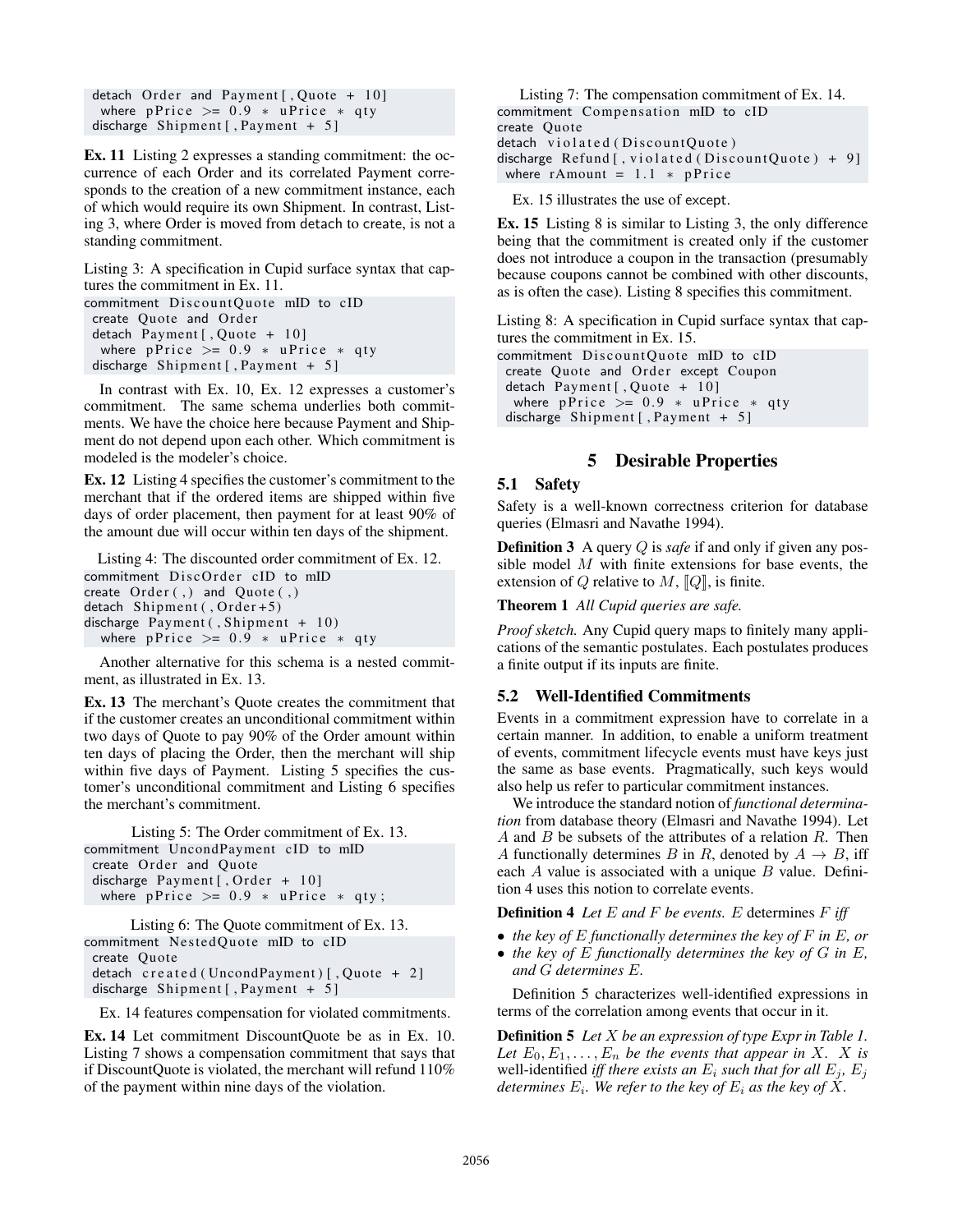```
detach Order and Payment[,Quote + 10]
 where pPrice >= 0.9 * uPrice * qty
discharge Shipment[,Payment + 5]
```

**Ex. 11** Listing 2 expresses a standing commitment: the occurrence of each Order and its correlated Payment corresponds to the creation of a new commitment instance, each of which would require its own Shipment. In contrast, Listing 3, where Order is moved from detach to create, is not a standing commitment.

Listing 3: A specification in Cupid surface syntax that captures the commitment in Ex. 11.

```
commitment DiscountQuote mID to cID
 create Quote and Order
 detach Payment[,Quote + 10]
  where pPrice >= 0.9 * uPrice * qty
 discharge Shipment[,Payment + 5]
```

In contrast with Ex. 10, Ex. 12 expresses a customer's commitment. The same schema underlies both commitments. We have the choice here because Payment and Shipment do not depend upon each other. Which commitment is modeled is the modeler's choice.

**Ex. 12** Listing 4 specifies the customer's commitment to the merchant that if the ordered items are shipped within five days of order placement, then payment for at least 90% of the amount due will occur within ten days of the shipment.

Listing 4: The discounted order commitment of Ex. 12.

```
commitment DiscOrder cID to mID
create Order(,) and Quote(,)
detach Shipment(,Order+5)
discharge Payment(,Shipment + 10)
  where pPrice >= 0.9 * uPrice * qty
```

Another alternative for this schema is a nested commitment, as illustrated in Ex. 13.

**Ex. 13** The merchant's Quote creates the commitment that if the customer creates an unconditional commitment within two days of Quote to pay 90% of the Order amount within ten days of placing the Order, then the merchant will ship within five days of Payment. Listing 5 specifies the customer's unconditional commitment and Listing 6 specifies the merchant's commitment.

Listing 5: The Order commitment of Ex. 13.

```
commitment UncondPayment cID to mID
 create Order and Quote
 discharge Payment[,Order + 10]
  where pPrice >= 0.9 * uPrice * qty;
```

Listing 6: The Quote commitment of Ex. 13.

```
commitment NestedQuote mID to cID
 create Quote
 detach created(UncondPayment)[,Quote + 2]
 discharge Shipment[,Payment + 5]
```

Ex. 14 features compensation for violated commitments.

**Ex. 14** Let commitment DiscountQuote be as in Ex. 10. Listing 7 shows a compensation commitment that says that if DiscountQuote is violated, the merchant will refund 110% of the payment within nine days of the violation.

Listing 7: The compensation commitment of Ex. 14.

```
commitment Compensation mID to cID
create Quote
detach violated(DiscountQuote)
discharge Refund[,violated(DiscountQuote) + 9]
 where rAmount = 1.1 * pPrice
```

Ex. 15 illustrates the use of except.

**Ex. 15** Listing 8 is similar to Listing 3, the only difference being that the commitment is created only if the customer does not introduce a coupon in the transaction (presumably because coupons cannot be combined with other discounts, as is often the case). Listing 8 specifies this commitment.

Listing 8: A specification in Cupid surface syntax that captures the commitment in Ex. 15.

```
commitment DiscountQuote mID to cID
 create Quote and Order except Coupon
 detach Payment[,Quote + 10]
  where pPrice >= 0.9 * uPrice * qty
 discharge Shipment[,Payment + 5]
```

## 5 Desirable Properties

### 5.1 Safety

Safety is a well-known correctness criterion for database queries (Elmasri and Navathe 1994).

**Definition 3** A query $Q$ is *safe* if and only if given any possible model $M$ with finite extensions for base events, the extension of $Q$ relative to $M$, $[\![Q]\!]$, is finite.

**Theorem 1** *All Cupid queries are safe.*

*Proof sketch.* Any Cupid query maps to finitely many applications of the semantic postulates. Each postulates produces a finite output if its inputs are finite.

### 5.2 Well-Identified Commitments

Events in a commitment expression have to correlate in a certain manner. In addition, to enable a uniform treatment of events, commitment lifecycle events must have keys just the same as base events. Pragmatically, such keys would also help us refer to particular commitment instances.

We introduce the standard notion of *functional determination* from database theory (Elmasri and Navathe 1994). Let $A$ and $B$ be subsets of the attributes of a relation $R$. Then $A$ functionally determines $B$ in $R$, denoted by $A \to B$, iff each $A$ value is associated with a unique $B$ value. Definition 4 uses this notion to correlate events.

**Definition 4** *Let $E$ and $F$ be events. $E$* determines *$F$ iff*

- *the key of $E$ functionally determines the key of $F$ in $E$, or*
- *the key of $E$ functionally determines the key of $G$ in $E$, and $G$ determines $E$.*

Definition 5 characterizes well-identified expressions in terms of the correlation among events that occur in it.

**Definition 5** *Let $X$ be an expression of type Expr in Table 1. Let $E_0, E_1, \ldots, E_n$ be the events that appear in $X$. $X$ is* well-identified *iff there exists an $E_i$ such that for all $E_j$, $E_j$ determines $E_i$. We refer to the key of $E_i$ as the key of $X$.*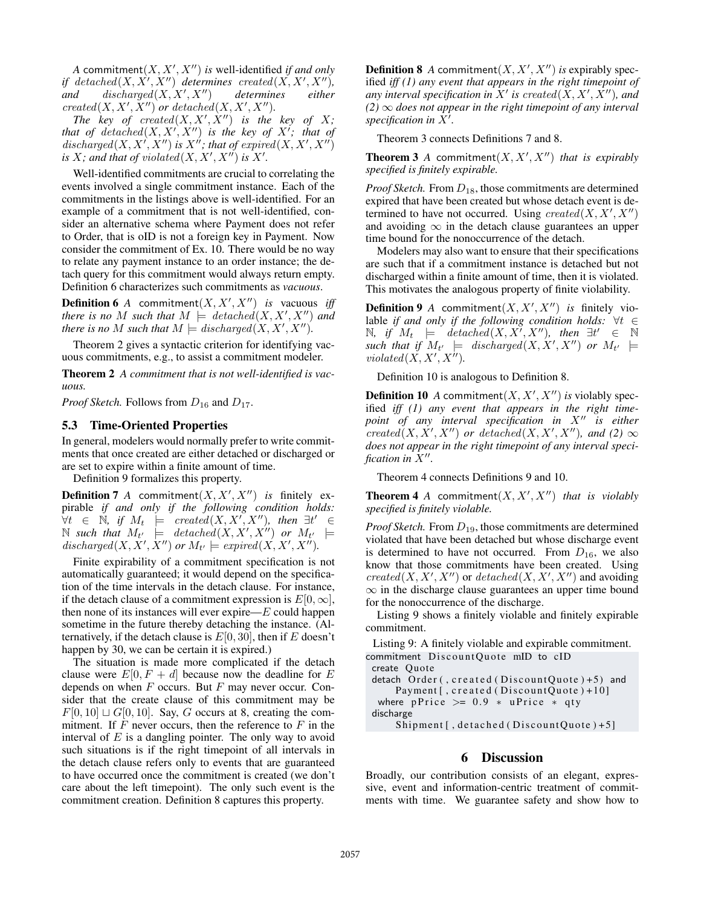*A* commitment$(X, X', X'')$ *is* well-identified *if and only if* $detached(X, X', X'')$ *determines* $created(X, X', X'')$*, and* $discharged(X, X', X'')$ *determines either* $created(X, X', X'')$ *or* $detached(X, X', X'')$*.*

*The key of* $created(X, X', X'')$ *is the key of* $X$*; that of* $detached(X, X', X'')$ *is the key of* $X'$*; that of* $discharged(X, X', X'')$ *is* $X''$*; that of* $expired(X, X', X'')$ *is* $X$*; and that of* $violated(X, X', X'')$ *is* $X'$*.*

Well-identified commitments are crucial to correlating the events involved a single commitment instance. Each of the commitments in the listings above is well-identified. For an example of a commitment that is not well-identified, consider an alternative schema where Payment does not refer to Order, that is oID is not a foreign key in Payment. Now consider the commitment of Ex. 10. There would be no way to relate any payment instance to an order instance; the detach query for this commitment would always return empty. Definition 6 characterizes such commitments as *vacuous*.

**Definition 6** *A* commitment$(X, X', X'')$ *is* vacuous *iff there is no* $M$ *such that* $M \models detached(X, X', X'')$ *and there is no* $M$ *such that* $M \models discharged(X, X', X'')$*.*

Theorem 2 gives a syntactic criterion for identifying vacuous commitments, e.g., to assist a commitment modeler.

**Theorem 2** *A commitment that is not well-identified is vacuous.*

*Proof Sketch.* Follows from $D_{16}$ and $D_{17}$.

### 5.3 Time-Oriented Properties

In general, modelers would normally prefer to write commitments that once created are either detached or discharged or are set to expire within a finite amount of time.

Definition 9 formalizes this property.

**Definition 7** *A* commitment$(X, X', X'')$ *is* finitely expirable *if and only if the following condition holds:* $\forall t \in \mathbb{N}$*, if* $M_t \models created(X, X', X'')$*, then* $\exists t' \in \mathbb{N}$ *such that* $M_{t'} \models detached(X, X', X'')$ *or* $M_{t'} \models discharged(X, X', X'')$ *or* $M_{t'} \models expired(X, X', X'')$*.*

Finite expirability of a commitment specification is not automatically guaranteed; it would depend on the specification of the time intervals in the detach clause. For instance, if the detach clause of a commitment expression is $E[0, \infty]$, then none of its instances will ever expire—$E$ could happen sometime in the future thereby detaching the instance. (Alternatively, if the detach clause is $E[0, 30]$, then if $E$ doesn't happen by 30, we can be certain it is expired.)

The situation is made more complicated if the detach clause were $E[0, F + d]$ because now the deadline for $E$ depends on when $F$ occurs. But $F$ may never occur. Consider that the create clause of this commitment may be $F[0, 10] \sqcup G[0, 10]$. Say, $G$ occurs at 8, creating the commitment. If $F$ never occurs, then the reference to $F$ in the interval of $E$ is a dangling pointer. The only way to avoid such situations is if the right timepoint of all intervals in the detach clause refers only to events that are guaranteed to have occurred once the commitment is created (we don't care about the left timepoint). The only such event is the commitment creation. Definition 8 captures this property.

**Definition 8** *A* commitment$(X, X', X'')$ *is* expirably specified *iff (1) any event that appears in the right timepoint of any interval specification in* $X'$ *is* $created(X, X', X'')$*, and (2)* $\infty$ *does not appear in the right timepoint of any interval specification in* $X'$*.*

Theorem 3 connects Definitions 7 and 8.

**Theorem 3** *A* commitment$(X, X', X'')$ *that is expirably specified is finitely expirable.*

*Proof Sketch.* From $D_{18}$, those commitments are determined expired that have been created but whose detach event is determined to have not occurred. Using $created(X, X', X'')$ and avoiding $\infty$ in the detach clause guarantees an upper time bound for the nonoccurrence of the detach.

Modelers may also want to ensure that their specifications are such that if a commitment instance is detached but not discharged within a finite amount of time, then it is violated. This motivates the analogous property of finite violability.

**Definition 9** *A* commitment$(X, X', X'')$ *is* finitely violable *if and only if the following condition holds:* $\forall t \in \mathbb{N}$*, if* $M_t \models detached(X, X', X'')$*, then* $\exists t' \in \mathbb{N}$ *such that if* $M_{t'} \models discharged(X, X', X'')$ *or* $M_{t'} \models violated(X, X', X'')$*.*

Definition 10 is analogous to Definition 8.

**Definition 10** *A* commitment$(X, X', X'')$ *is* violably specified *iff (1) any event that appears in the right timepoint of any interval specification in* $X''$ *is either* $created(X, X', X'')$ *or* $detached(X, X', X'')$*, and (2)* $\infty$ *does not appear in the right timepoint of any interval specification in* $X''$*.*

Theorem 4 connects Definitions 9 and 10.

**Theorem 4** *A* commitment$(X, X', X'')$ *that is violably specified is finitely violable.*

*Proof Sketch.* From $D_{19}$, those commitments are determined violated that have been detached but whose discharge event is determined to have not occurred. From $D_{16}$, we also know that those commitments have been created. Using $created(X, X', X'')$ or $detached(X, X', X'')$ and avoiding $\infty$ in the discharge clause guarantees an upper time bound for the nonoccurrence of the discharge.

Listing 9 shows a finitely violable and finitely expirable commitment.

Listing 9: A finitely violable and expirable commitment.

```
commitment DiscountQuote mID to cID
 create Quote
 detach Order(, created(DiscountQuote)+5) and
     Payment[, created(DiscountQuote)+10]
  where pPrice >= 0.9 * uPrice * qty
 discharge
     Shipment[, detached(DiscountQuote)+5]
```

## 6 Discussion

Broadly, our contribution consists of an elegant, expressive, event and information-centric treatment of commitments with time. We guarantee safety and show how to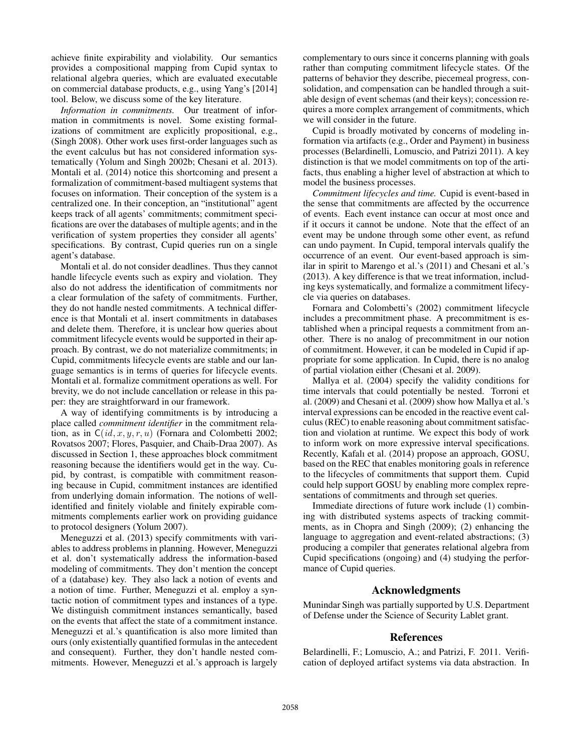achieve finite expirability and violability. Our semantics provides a compositional mapping from Cupid syntax to relational algebra queries, which are evaluated executable on commercial database products, e.g., using Yang's [2014] tool. Below, we discuss some of the key literature.

*Information in commitments.* Our treatment of information in commitments is novel. Some existing formalizations of commitment are explicitly propositional, e.g., (Singh 2008). Other work uses first-order languages such as the event calculus but has not considered information systematically (Yolum and Singh 2002b; Chesani et al. 2013). Montali et al. (2014) notice this shortcoming and present a formalization of commitment-based multiagent systems that focuses on information. Their conception of the system is a centralized one. In their conception, an "institutional" agent keeps track of all agents' commitments; commitment specifications are over the databases of multiple agents; and in the verification of system properties they consider all agents' specifications. By contrast, Cupid queries run on a single agent's database.

Montali et al. do not consider deadlines. Thus they cannot handle lifecycle events such as expiry and violation. They also do not address the identification of commitments nor a clear formulation of the safety of commitments. Further, they do not handle nested commitments. A technical difference is that Montali et al. insert commitments in databases and delete them. Therefore, it is unclear how queries about commitment lifecycle events would be supported in their approach. By contrast, we do not materialize commitments; in Cupid, commitments lifecycle events are stable and our language semantics is in terms of queries for lifecycle events. Montali et al. formalize commitment operations as well. For brevity, we do not include cancellation or release in this paper: they are straightforward in our framework.

A way of identifying commitments is by introducing a place called *commitment identifier* in the commitment relation, as in $\mathsf{C}(id, x, y, r, u)$ (Fornara and Colombetti 2002; Rovatsos 2007; Flores, Pasquier, and Chaib-Draa 2007). As discussed in Section 1, these approaches block commitment reasoning because the identifiers would get in the way. Cupid, by contrast, is compatible with commitment reasoning because in Cupid, commitment instances are identified from underlying domain information. The notions of well-identified and finitely violable and finitely expirable commitments complements earlier work on providing guidance to protocol designers (Yolum 2007).

Meneguzzi et al. (2013) specify commitments with variables to address problems in planning. However, Meneguzzi et al. don't systematically address the information-based modeling of commitments. They don't mention the concept of a (database) key. They also lack a notion of events and a notion of time. Further, Meneguzzi et al. employ a syntactic notion of commitment types and instances of a type. We distinguish commitment instances semantically, based on the events that affect the state of a commitment instance. Meneguzzi et al.'s quantification is also more limited than ours (only existentially quantified formulas in the antecedent and consequent). Further, they don't handle nested commitments. However, Meneguzzi et al.'s approach is largely complementary to ours since it concerns planning with goals rather than computing commitment lifecycle states. Of the patterns of behavior they describe, piecemeal progress, consolidation, and compensation can be handled through a suitable design of event schemas (and their keys); concession requires a more complex arrangement of commitments, which we will consider in the future.

Cupid is broadly motivated by concerns of modeling information via artifacts (e.g., Order and Payment) in business processes (Belardinelli, Lomuscio, and Patrizi 2011). A key distinction is that we model commitments on top of the artifacts, thus enabling a higher level of abstraction at which to model the business processes.

*Commitment lifecycles and time.* Cupid is event-based in the sense that commitments are affected by the occurrence of events. Each event instance can occur at most once and if it occurs it cannot be undone. Note that the effect of an event may be undone through some other event, as refund can undo payment. In Cupid, temporal intervals qualify the occurrence of an event. Our event-based approach is similar in spirit to Marengo et al.'s (2011) and Chesani et al.'s (2013). A key difference is that we treat information, including keys systematically, and formalize a commitment lifecycle via queries on databases.

Fornara and Colombetti's (2002) commitment lifecycle includes a precommitment phase. A precommitment is established when a principal requests a commitment from another. There is no analog of precommitment in our notion of commitment. However, it can be modeled in Cupid if appropriate for some application. In Cupid, there is no analog of partial violation either (Chesani et al. 2009).

Mallya et al. (2004) specify the validity conditions for time intervals that could potentially be nested. Torroni et al. (2009) and Chesani et al. (2009) show how Mallya et al.'s interval expressions can be encoded in the reactive event calculus (REC) to enable reasoning about commitment satisfaction and violation at runtime. We expect this body of work to inform work on more expressive interval specifications. Recently, Kafalı et al. (2014) propose an approach, GOSU, based on the REC that enables monitoring goals in reference to the lifecycles of commitments that support them. Cupid could help support GOSU by enabling more complex representations of commitments and through set queries.

Immediate directions of future work include (1) combining with distributed systems aspects of tracking commitments, as in Chopra and Singh (2009); (2) enhancing the language to aggregation and event-related abstractions; (3) producing a compiler that generates relational algebra from Cupid specifications (ongoing) and (4) studying the performance of Cupid queries.

## Acknowledgments

Munindar Singh was partially supported by U.S. Department of Defense under the Science of Security Lablet grant.

## References

Belardinelli, F.; Lomuscio, A.; and Patrizi, F. 2011. Verification of deployed artifact systems via data abstraction. In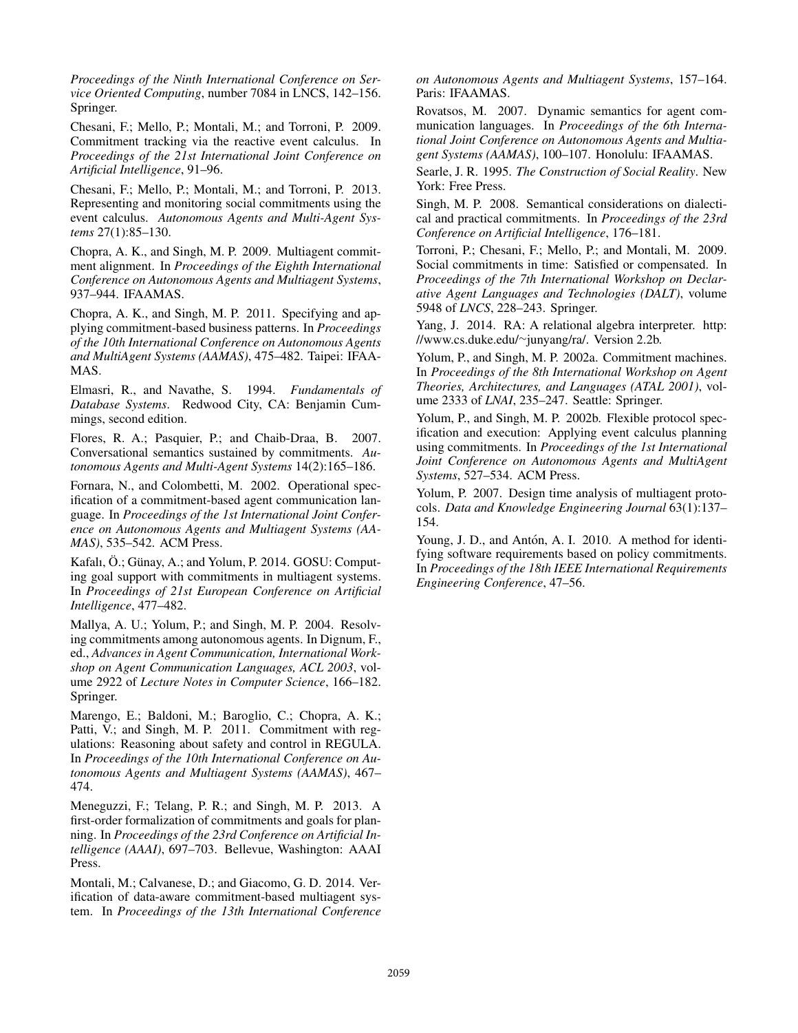*Proceedings of the Ninth International Conference on Service Oriented Computing*, number 7084 in LNCS, 142–156. Springer.

Chesani, F.; Mello, P.; Montali, M.; and Torroni, P. 2009. Commitment tracking via the reactive event calculus. In *Proceedings of the 21st International Joint Conference on Artificial Intelligence*, 91–96.

Chesani, F.; Mello, P.; Montali, M.; and Torroni, P. 2013. Representing and monitoring social commitments using the event calculus. *Autonomous Agents and Multi-Agent Systems* 27(1):85–130.

Chopra, A. K., and Singh, M. P. 2009. Multiagent commitment alignment. In *Proceedings of the Eighth International Conference on Autonomous Agents and Multiagent Systems*, 937–944. IFAAMAS.

Chopra, A. K., and Singh, M. P. 2011. Specifying and applying commitment-based business patterns. In *Proceedings of the 10th International Conference on Autonomous Agents and MultiAgent Systems (AAMAS)*, 475–482. Taipei: IFAAMAS.

Elmasri, R., and Navathe, S. 1994. *Fundamentals of Database Systems*. Redwood City, CA: Benjamin Cummings, second edition.

Flores, R. A.; Pasquier, P.; and Chaib-Draa, B. 2007. Conversational semantics sustained by commitments. *Autonomous Agents and Multi-Agent Systems* 14(2):165–186.

Fornara, N., and Colombetti, M. 2002. Operational specification of a commitment-based agent communication language. In *Proceedings of the 1st International Joint Conference on Autonomous Agents and Multiagent Systems (AAMAS)*, 535–542. ACM Press.

Kafalı, Ö.; Günay, A.; and Yolum, P. 2014. GOSU: Computing goal support with commitments in multiagent systems. In *Proceedings of 21st European Conference on Artificial Intelligence*, 477–482.

Mallya, A. U.; Yolum, P.; and Singh, M. P. 2004. Resolving commitments among autonomous agents. In Dignum, F., ed., *Advances in Agent Communication, International Workshop on Agent Communication Languages, ACL 2003*, volume 2922 of *Lecture Notes in Computer Science*, 166–182. Springer.

Marengo, E.; Baldoni, M.; Baroglio, C.; Chopra, A. K.; Patti, V.; and Singh, M. P. 2011. Commitment with regulations: Reasoning about safety and control in REGULA. In *Proceedings of the 10th International Conference on Autonomous Agents and Multiagent Systems (AAMAS)*, 467–474.

Meneguzzi, F.; Telang, P. R.; and Singh, M. P. 2013. A first-order formalization of commitments and goals for planning. In *Proceedings of the 23rd Conference on Artificial Intelligence (AAAI)*, 697–703. Bellevue, Washington: AAAI Press.

Montali, M.; Calvanese, D.; and Giacomo, G. D. 2014. Verification of data-aware commitment-based multiagent system. In *Proceedings of the 13th International Conference on Autonomous Agents and Multiagent Systems*, 157–164. Paris: IFAAMAS.

Rovatsos, M. 2007. Dynamic semantics for agent communication languages. In *Proceedings of the 6th International Joint Conference on Autonomous Agents and Multiagent Systems (AAMAS)*, 100–107. Honolulu: IFAAMAS.

Searle, J. R. 1995. *The Construction of Social Reality*. New York: Free Press.

Singh, M. P. 2008. Semantical considerations on dialectical and practical commitments. In *Proceedings of the 23rd Conference on Artificial Intelligence*, 176–181.

Torroni, P.; Chesani, F.; Mello, P.; and Montali, M. 2009. Social commitments in time: Satisfied or compensated. In *Proceedings of the 7th International Workshop on Declarative Agent Languages and Technologies (DALT)*, volume 5948 of *LNCS*, 228–243. Springer.

Yang, J. 2014. RA: A relational algebra interpreter. http://www.cs.duke.edu/~junyang/ra/. Version 2.2b.

Yolum, P., and Singh, M. P. 2002a. Commitment machines. In *Proceedings of the 8th International Workshop on Agent Theories, Architectures, and Languages (ATAL 2001)*, volume 2333 of *LNAI*, 235–247. Seattle: Springer.

Yolum, P., and Singh, M. P. 2002b. Flexible protocol specification and execution: Applying event calculus planning using commitments. In *Proceedings of the 1st International Joint Conference on Autonomous Agents and MultiAgent Systems*, 527–534. ACM Press.

Yolum, P. 2007. Design time analysis of multiagent protocols. *Data and Knowledge Engineering Journal* 63(1):137–154.

Young, J. D., and Antón, A. I. 2010. A method for identifying software requirements based on policy commitments. In *Proceedings of the 18th IEEE International Requirements Engineering Conference*, 47–56.